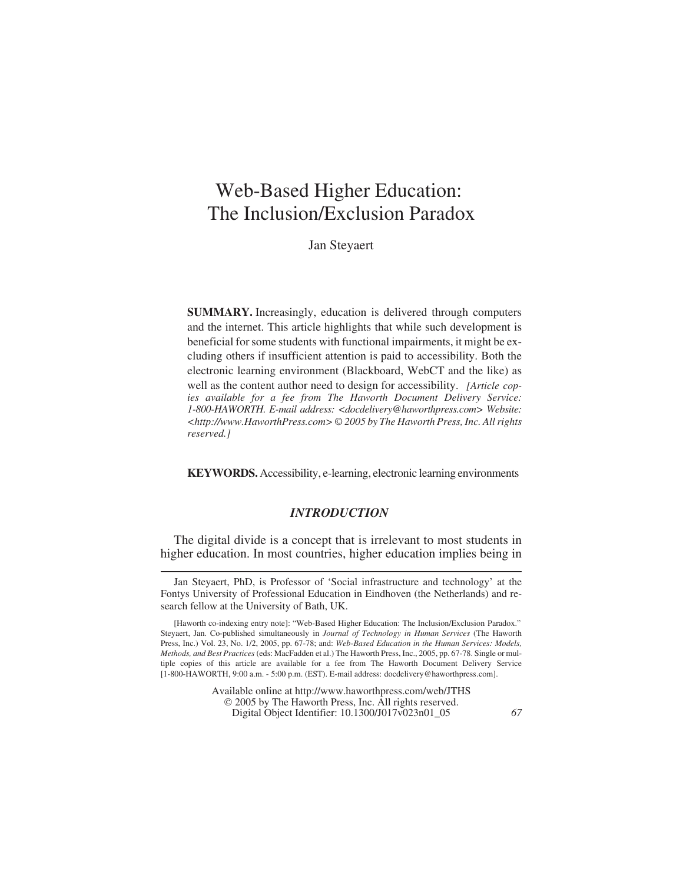# Web-Based Higher Education: The Inclusion/Exclusion Paradox

Jan Steyaert

**SUMMARY.** Increasingly, education is delivered through computers and the internet. This article highlights that while such development is beneficial for some students with functional impairments, it might be excluding others if insufficient attention is paid to accessibility. Both the electronic learning environment (Blackboard, WebCT and the like) as well as the content author need to design for accessibility. *[Article copies available for a fee from The Haworth Document Delivery Service: 1-800-HAWORTH. E-mail address: <docdelivery@haworthpress.com> Website: <http://www.HaworthPress.com> © 2005 by The Haworth Press, Inc. All rights reserved.]*

**KEYWORDS.** Accessibility, e-learning, electronic learning environments

## *INTRODUCTION*

The digital divide is a concept that is irrelevant to most students in higher education. In most countries, higher education implies being in

---

Jan Steyaert, PhD, is Professor of 'Social infrastructure and technology' at the Fontys University of Professional Education in Eindhoven (the Netherlands) and research fellow at the University of Bath, UK.

[Haworth co-indexing entry note]: "Web-Based Higher Education: The Inclusion/Exclusion Paradox." Steyaert, Jan. Co-published simultaneously in *Journal of Technology in Human Services* (The Haworth Press, Inc.) Vol. 23, No. 1/2, 2005, pp. 67-78; and: *Web-Based Education in the Human Services: Models, Methods, and Best Practices* (eds: MacFadden et al.) The Haworth Press, Inc., 2005, pp. 67-78. Single or multiple copies of this article are available for a fee from The Haworth Document Delivery Service [1-800-HAWORTH, 9:00 a.m. - 5:00 p.m. (EST). E-mail address: docdelivery@haworthpress.com].

Available online at http://www.haworthpress.com/web/JTHS
© 2005 by The Haworth Press, Inc. All rights reserved.
Digital Object Identifier: 10.1300/J017v023n01_05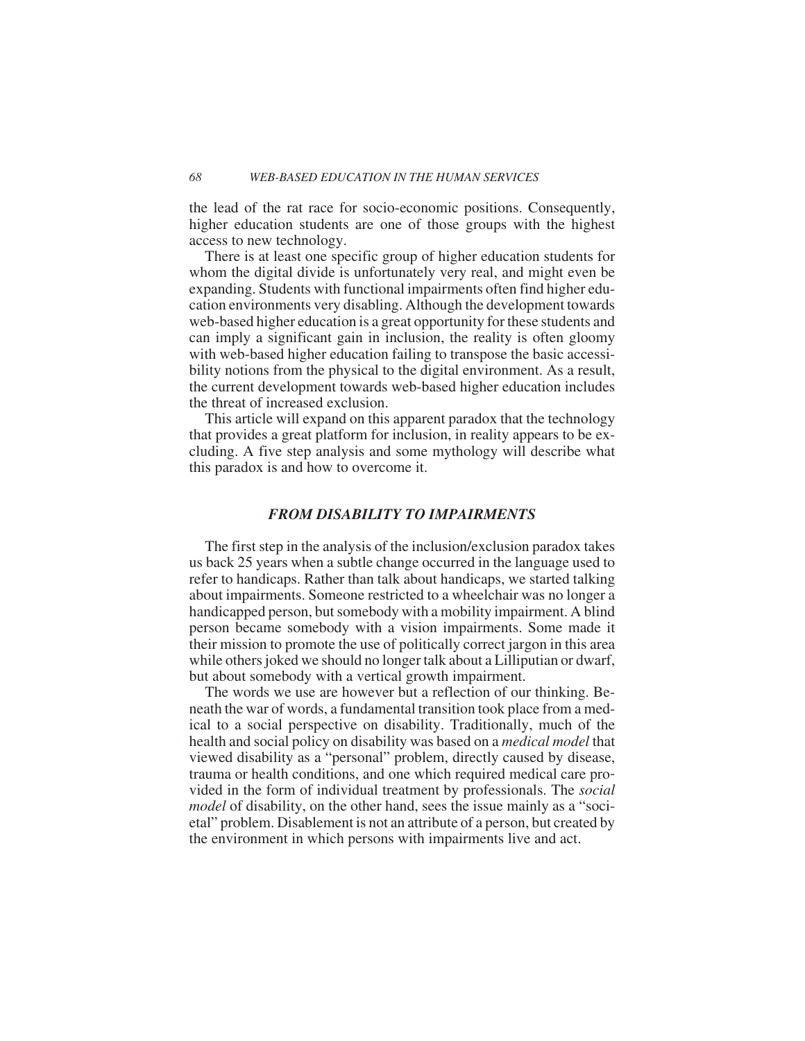the lead of the rat race for socio-economic positions. Consequently, higher education students are one of those groups with the highest access to new technology.

There is at least one specific group of higher education students for whom the digital divide is unfortunately very real, and might even be expanding. Students with functional impairments often find higher education environments very disabling. Although the development towards web-based higher education is a great opportunity for these students and can imply a significant gain in inclusion, the reality is often gloomy with web-based higher education failing to transpose the basic accessibility notions from the physical to the digital environment. As a result, the current development towards web-based higher education includes the threat of increased exclusion.

This article will expand on this apparent paradox that the technology that provides a great platform for inclusion, in reality appears to be excluding. A five step analysis and some mythology will describe what this paradox is and how to overcome it.

## *FROM DISABILITY TO IMPAIRMENTS*

The first step in the analysis of the inclusion/exclusion paradox takes us back 25 years when a subtle change occurred in the language used to refer to handicaps. Rather than talk about handicaps, we started talking about impairments. Someone restricted to a wheelchair was no longer a handicapped person, but somebody with a mobility impairment. A blind person became somebody with a vision impairments. Some made it their mission to promote the use of politically correct jargon in this area while others joked we should no longer talk about a Lilliputian or dwarf, but about somebody with a vertical growth impairment.

The words we use are however but a reflection of our thinking. Beneath the war of words, a fundamental transition took place from a medical to a social perspective on disability. Traditionally, much of the health and social policy on disability was based on a *medical model* that viewed disability as a "personal" problem, directly caused by disease, trauma or health conditions, and one which required medical care provided in the form of individual treatment by professionals. The *social model* of disability, on the other hand, sees the issue mainly as a "societal" problem. Disablement is not an attribute of a person, but created by the environment in which persons with impairments live and act.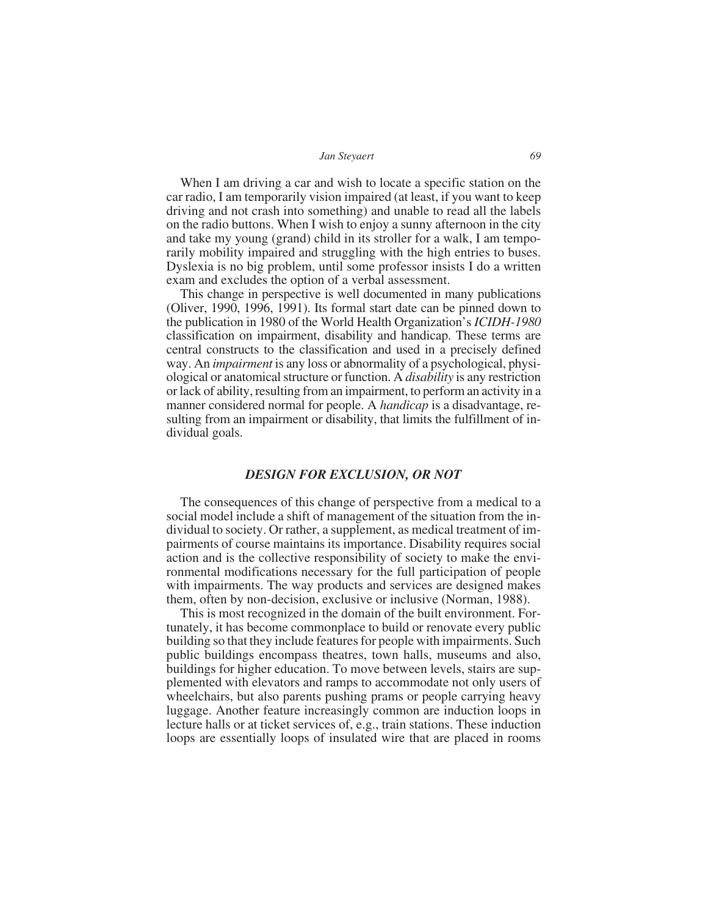When I am driving a car and wish to locate a specific station on the car radio, I am temporarily vision impaired (at least, if you want to keep driving and not crash into something) and unable to read all the labels on the radio buttons. When I wish to enjoy a sunny afternoon in the city and take my young (grand) child in its stroller for a walk, I am temporarily mobility impaired and struggling with the high entries to buses. Dyslexia is no big problem, until some professor insists I do a written exam and excludes the option of a verbal assessment.

This change in perspective is well documented in many publications (Oliver, 1990, 1996, 1991). Its formal start date can be pinned down to the publication in 1980 of the World Health Organization's *ICIDH-1980* classification on impairment, disability and handicap. These terms are central constructs to the classification and used in a precisely defined way. An *impairment* is any loss or abnormality of a psychological, physiological or anatomical structure or function. A *disability* is any restriction or lack of ability, resulting from an impairment, to perform an activity in a manner considered normal for people. A *handicap* is a disadvantage, resulting from an impairment or disability, that limits the fulfillment of individual goals.

## *DESIGN FOR EXCLUSION, OR NOT*

The consequences of this change of perspective from a medical to a social model include a shift of management of the situation from the individual to society. Or rather, a supplement, as medical treatment of impairments of course maintains its importance. Disability requires social action and is the collective responsibility of society to make the environmental modifications necessary for the full participation of people with impairments. The way products and services are designed makes them, often by non-decision, exclusive or inclusive (Norman, 1988).

This is most recognized in the domain of the built environment. Fortunately, it has become commonplace to build or renovate every public building so that they include features for people with impairments. Such public buildings encompass theatres, town halls, museums and also, buildings for higher education. To move between levels, stairs are supplemented with elevators and ramps to accommodate not only users of wheelchairs, but also parents pushing prams or people carrying heavy luggage. Another feature increasingly common are induction loops in lecture halls or at ticket services of, e.g., train stations. These induction loops are essentially loops of insulated wire that are placed in rooms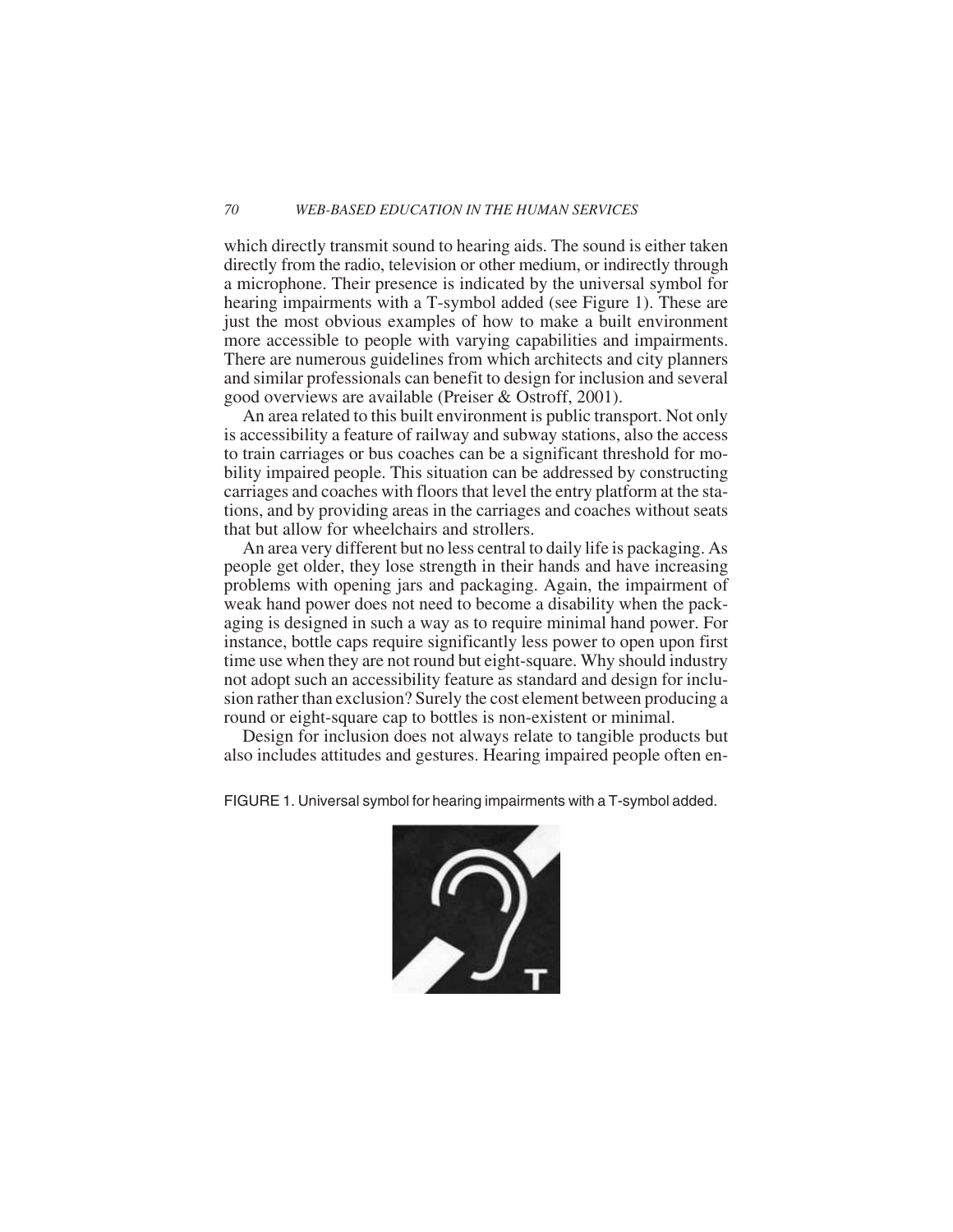which directly transmit sound to hearing aids. The sound is either taken directly from the radio, television or other medium, or indirectly through a microphone. Their presence is indicated by the universal symbol for hearing impairments with a T-symbol added (see Figure 1). These are just the most obvious examples of how to make a built environment more accessible to people with varying capabilities and impairments. There are numerous guidelines from which architects and city planners and similar professionals can benefit to design for inclusion and several good overviews are available (Preiser & Ostroff, 2001).

An area related to this built environment is public transport. Not only is accessibility a feature of railway and subway stations, also the access to train carriages or bus coaches can be a significant threshold for mobility impaired people. This situation can be addressed by constructing carriages and coaches with floors that level the entry platform at the stations, and by providing areas in the carriages and coaches without seats that but allow for wheelchairs and strollers.

An area very different but no less central to daily life is packaging. As people get older, they lose strength in their hands and have increasing problems with opening jars and packaging. Again, the impairment of weak hand power does not need to become a disability when the packaging is designed in such a way as to require minimal hand power. For instance, bottle caps require significantly less power to open upon first time use when they are not round but eight-square. Why should industry not adopt such an accessibility feature as standard and design for inclusion rather than exclusion? Surely the cost element between producing a round or eight-square cap to bottles is non-existent or minimal.

Design for inclusion does not always relate to tangible products but also includes attitudes and gestures. Hearing impaired people often en-

FIGURE 1. Universal symbol for hearing impairments with a T-symbol added.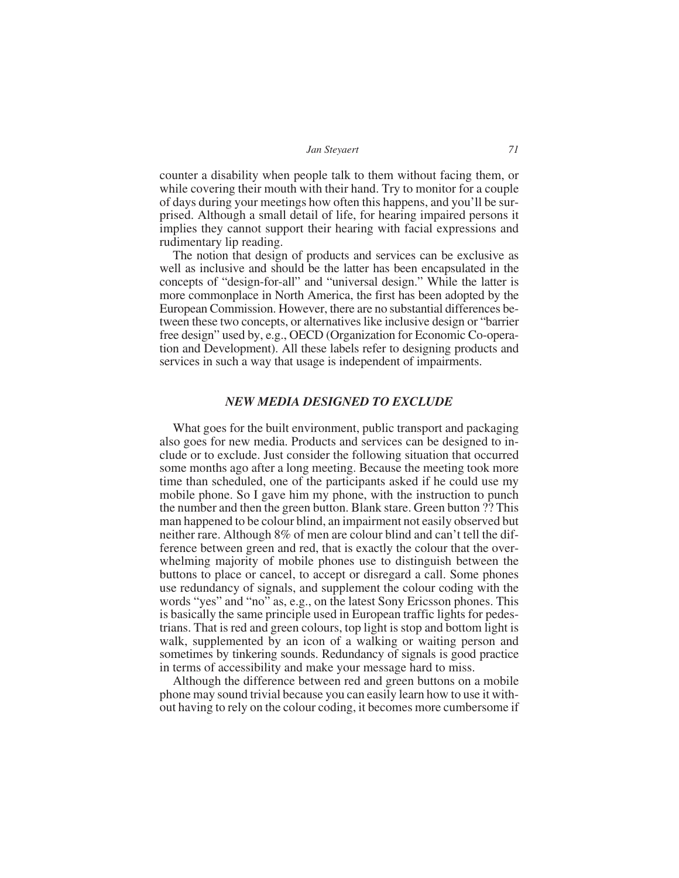counter a disability when people talk to them without facing them, or while covering their mouth with their hand. Try to monitor for a couple of days during your meetings how often this happens, and you'll be surprised. Although a small detail of life, for hearing impaired persons it implies they cannot support their hearing with facial expressions and rudimentary lip reading.

The notion that design of products and services can be exclusive as well as inclusive and should be the latter has been encapsulated in the concepts of "design-for-all" and "universal design." While the latter is more commonplace in North America, the first has been adopted by the European Commission. However, there are no substantial differences between these two concepts, or alternatives like inclusive design or "barrier free design" used by, e.g., OECD (Organization for Economic Co-operation and Development). All these labels refer to designing products and services in such a way that usage is independent of impairments.

## *NEW MEDIA DESIGNED TO EXCLUDE*

What goes for the built environment, public transport and packaging also goes for new media. Products and services can be designed to include or to exclude. Just consider the following situation that occurred some months ago after a long meeting. Because the meeting took more time than scheduled, one of the participants asked if he could use my mobile phone. So I gave him my phone, with the instruction to punch the number and then the green button. Blank stare. Green button ?? This man happened to be colour blind, an impairment not easily observed but neither rare. Although 8% of men are colour blind and can't tell the difference between green and red, that is exactly the colour that the overwhelming majority of mobile phones use to distinguish between the buttons to place or cancel, to accept or disregard a call. Some phones use redundancy of signals, and supplement the colour coding with the words "yes" and "no" as, e.g., on the latest Sony Ericsson phones. This is basically the same principle used in European traffic lights for pedestrians. That is red and green colours, top light is stop and bottom light is walk, supplemented by an icon of a walking or waiting person and sometimes by tinkering sounds. Redundancy of signals is good practice in terms of accessibility and make your message hard to miss.

Although the difference between red and green buttons on a mobile phone may sound trivial because you can easily learn how to use it without having to rely on the colour coding, it becomes more cumbersome if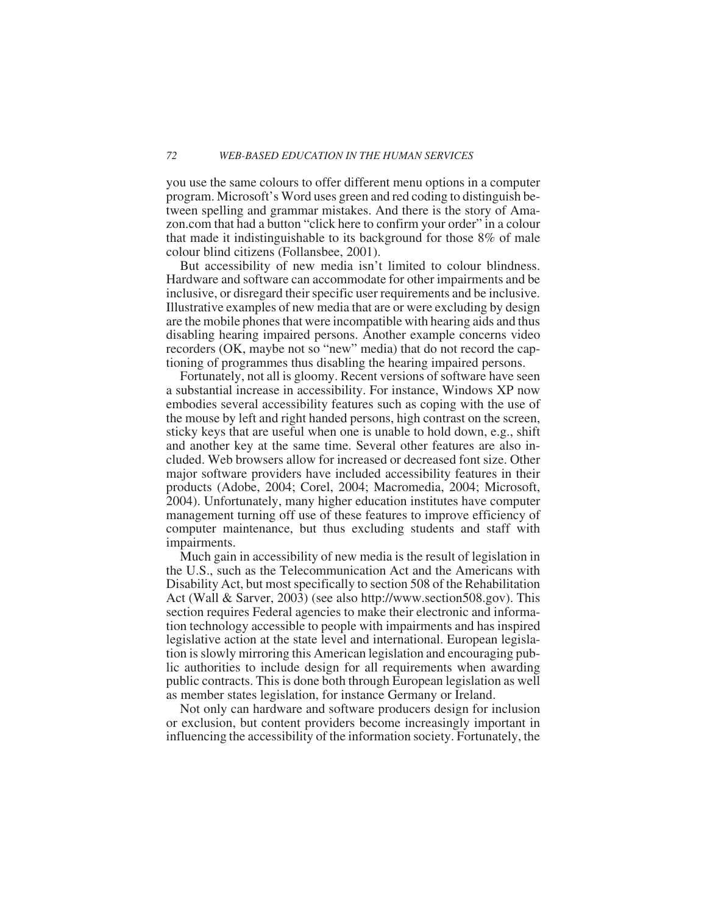you use the same colours to offer different menu options in a computer program. Microsoft's Word uses green and red coding to distinguish between spelling and grammar mistakes. And there is the story of Amazon.com that had a button "click here to confirm your order" in a colour that made it indistinguishable to its background for those 8% of male colour blind citizens (Follansbee, 2001).

But accessibility of new media isn't limited to colour blindness. Hardware and software can accommodate for other impairments and be inclusive, or disregard their specific user requirements and be inclusive. Illustrative examples of new media that are or were excluding by design are the mobile phones that were incompatible with hearing aids and thus disabling hearing impaired persons. Another example concerns video recorders (OK, maybe not so "new" media) that do not record the captioning of programmes thus disabling the hearing impaired persons.

Fortunately, not all is gloomy. Recent versions of software have seen a substantial increase in accessibility. For instance, Windows XP now embodies several accessibility features such as coping with the use of the mouse by left and right handed persons, high contrast on the screen, sticky keys that are useful when one is unable to hold down, e.g., shift and another key at the same time. Several other features are also included. Web browsers allow for increased or decreased font size. Other major software providers have included accessibility features in their products (Adobe, 2004; Corel, 2004; Macromedia, 2004; Microsoft, 2004). Unfortunately, many higher education institutes have computer management turning off use of these features to improve efficiency of computer maintenance, but thus excluding students and staff with impairments.

Much gain in accessibility of new media is the result of legislation in the U.S., such as the Telecommunication Act and the Americans with Disability Act, but most specifically to section 508 of the Rehabilitation Act (Wall & Sarver, 2003) (see also http://www.section508.gov). This section requires Federal agencies to make their electronic and information technology accessible to people with impairments and has inspired legislative action at the state level and international. European legislation is slowly mirroring this American legislation and encouraging public authorities to include design for all requirements when awarding public contracts. This is done both through European legislation as well as member states legislation, for instance Germany or Ireland.

Not only can hardware and software producers design for inclusion or exclusion, but content providers become increasingly important in influencing the accessibility of the information society. Fortunately, the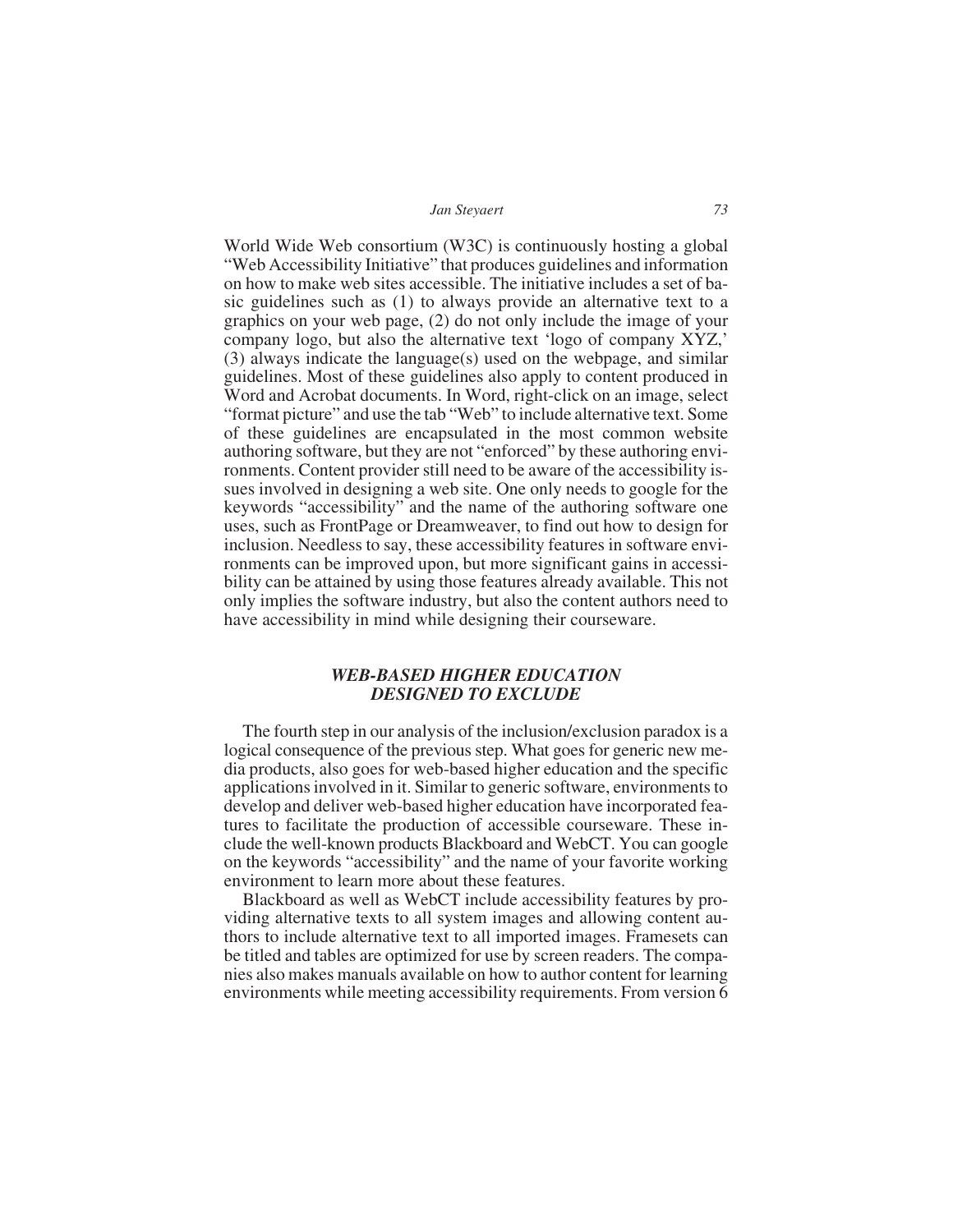World Wide Web consortium (W3C) is continuously hosting a global "Web Accessibility Initiative" that produces guidelines and information on how to make web sites accessible. The initiative includes a set of basic guidelines such as (1) to always provide an alternative text to a graphics on your web page, (2) do not only include the image of your company logo, but also the alternative text 'logo of company XYZ,' (3) always indicate the language(s) used on the webpage, and similar guidelines. Most of these guidelines also apply to content produced in Word and Acrobat documents. In Word, right-click on an image, select "format picture" and use the tab "Web" to include alternative text. Some of these guidelines are encapsulated in the most common website authoring software, but they are not "enforced" by these authoring environments. Content provider still need to be aware of the accessibility issues involved in designing a web site. One only needs to google for the keywords "accessibility" and the name of the authoring software one uses, such as FrontPage or Dreamweaver, to find out how to design for inclusion. Needless to say, these accessibility features in software environments can be improved upon, but more significant gains in accessibility can be attained by using those features already available. This not only implies the software industry, but also the content authors need to have accessibility in mind while designing their courseware.

## *WEB-BASED HIGHER EDUCATION DESIGNED TO EXCLUDE*

The fourth step in our analysis of the inclusion/exclusion paradox is a logical consequence of the previous step. What goes for generic new media products, also goes for web-based higher education and the specific applications involved in it. Similar to generic software, environments to develop and deliver web-based higher education have incorporated features to facilitate the production of accessible courseware. These include the well-known products Blackboard and WebCT. You can google on the keywords "accessibility" and the name of your favorite working environment to learn more about these features.

Blackboard as well as WebCT include accessibility features by providing alternative texts to all system images and allowing content authors to include alternative text to all imported images. Framesets can be titled and tables are optimized for use by screen readers. The companies also makes manuals available on how to author content for learning environments while meeting accessibility requirements. From version 6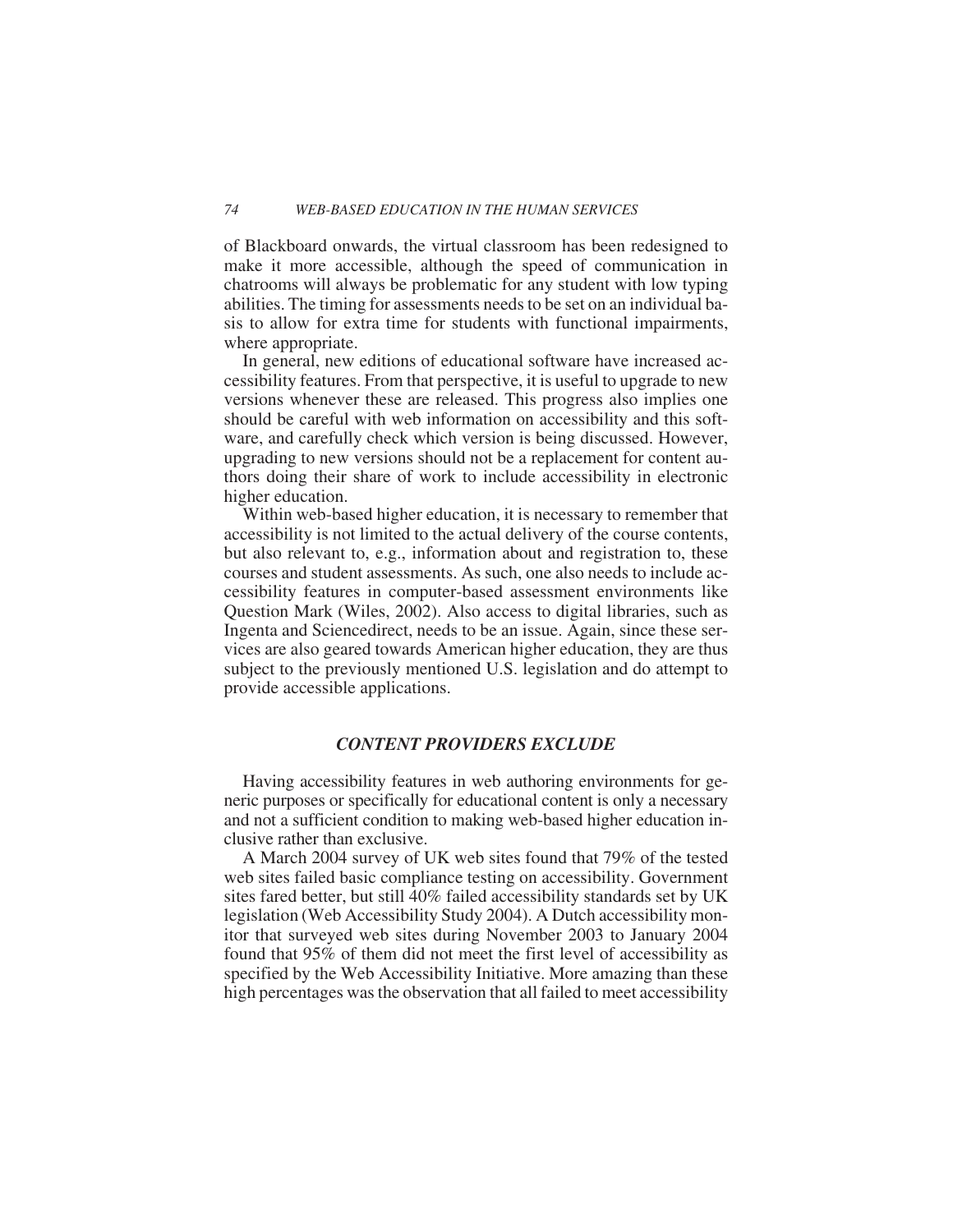of Blackboard onwards, the virtual classroom has been redesigned to make it more accessible, although the speed of communication in chatrooms will always be problematic for any student with low typing abilities. The timing for assessments needs to be set on an individual basis to allow for extra time for students with functional impairments, where appropriate.

In general, new editions of educational software have increased accessibility features. From that perspective, it is useful to upgrade to new versions whenever these are released. This progress also implies one should be careful with web information on accessibility and this software, and carefully check which version is being discussed. However, upgrading to new versions should not be a replacement for content authors doing their share of work to include accessibility in electronic higher education.

Within web-based higher education, it is necessary to remember that accessibility is not limited to the actual delivery of the course contents, but also relevant to, e.g., information about and registration to, these courses and student assessments. As such, one also needs to include accessibility features in computer-based assessment environments like Question Mark (Wiles, 2002). Also access to digital libraries, such as Ingenta and Sciencedirect, needs to be an issue. Again, since these services are also geared towards American higher education, they are thus subject to the previously mentioned U.S. legislation and do attempt to provide accessible applications.

## *CONTENT PROVIDERS EXCLUDE*

Having accessibility features in web authoring environments for generic purposes or specifically for educational content is only a necessary and not a sufficient condition to making web-based higher education inclusive rather than exclusive.

A March 2004 survey of UK web sites found that 79% of the tested web sites failed basic compliance testing on accessibility. Government sites fared better, but still 40% failed accessibility standards set by UK legislation (Web Accessibility Study 2004). A Dutch accessibility monitor that surveyed web sites during November 2003 to January 2004 found that 95% of them did not meet the first level of accessibility as specified by the Web Accessibility Initiative. More amazing than these high percentages was the observation that all failed to meet accessibility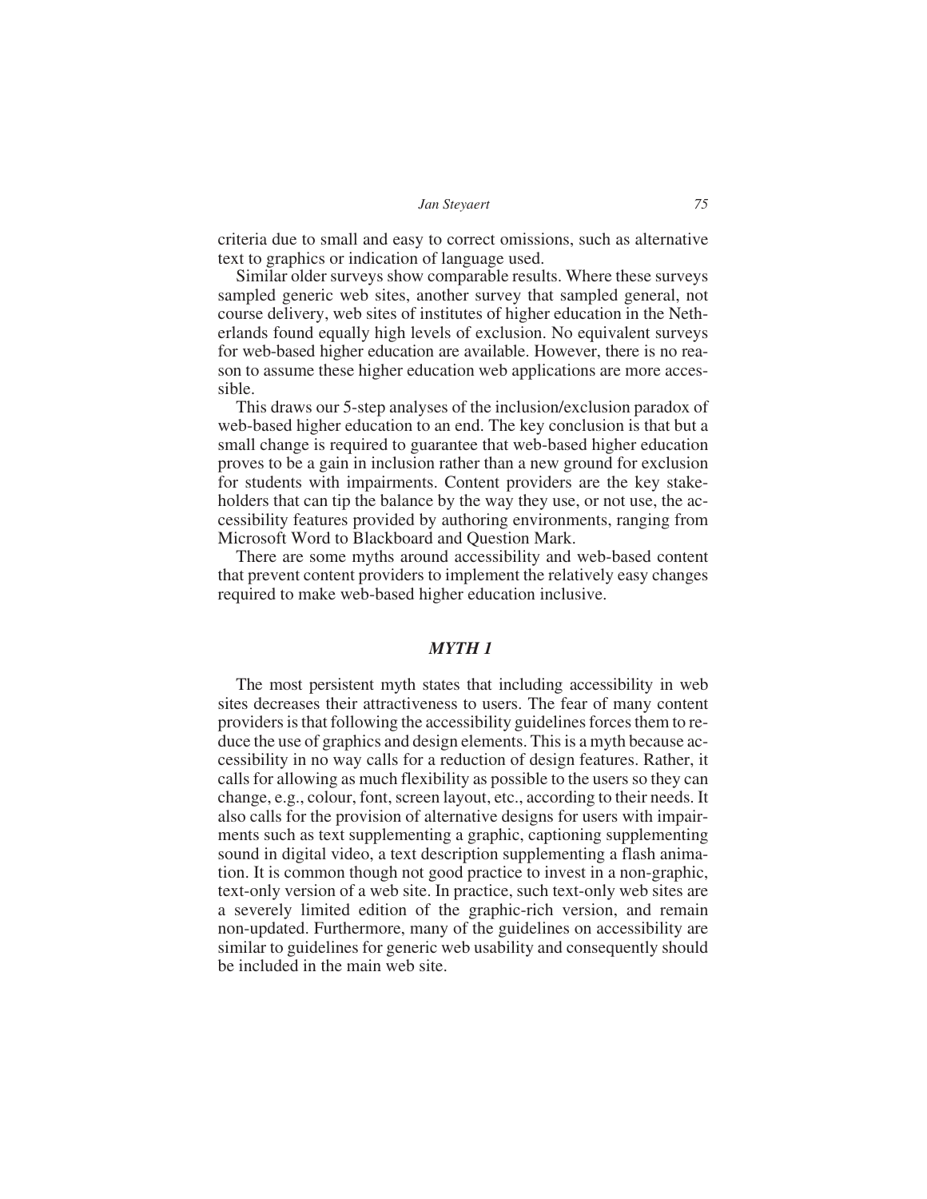criteria due to small and easy to correct omissions, such as alternative text to graphics or indication of language used.

Similar older surveys show comparable results. Where these surveys sampled generic web sites, another survey that sampled general, not course delivery, web sites of institutes of higher education in the Netherlands found equally high levels of exclusion. No equivalent surveys for web-based higher education are available. However, there is no reason to assume these higher education web applications are more accessible.

This draws our 5-step analyses of the inclusion/exclusion paradox of web-based higher education to an end. The key conclusion is that but a small change is required to guarantee that web-based higher education proves to be a gain in inclusion rather than a new ground for exclusion for students with impairments. Content providers are the key stakeholders that can tip the balance by the way they use, or not use, the accessibility features provided by authoring environments, ranging from Microsoft Word to Blackboard and Question Mark.

There are some myths around accessibility and web-based content that prevent content providers to implement the relatively easy changes required to make web-based higher education inclusive.

## *MYTH 1*

The most persistent myth states that including accessibility in web sites decreases their attractiveness to users. The fear of many content providers is that following the accessibility guidelines forces them to reduce the use of graphics and design elements. This is a myth because accessibility in no way calls for a reduction of design features. Rather, it calls for allowing as much flexibility as possible to the users so they can change, e.g., colour, font, screen layout, etc., according to their needs. It also calls for the provision of alternative designs for users with impairments such as text supplementing a graphic, captioning supplementing sound in digital video, a text description supplementing a flash animation. It is common though not good practice to invest in a non-graphic, text-only version of a web site. In practice, such text-only web sites are a severely limited edition of the graphic-rich version, and remain non-updated. Furthermore, many of the guidelines on accessibility are similar to guidelines for generic web usability and consequently should be included in the main web site.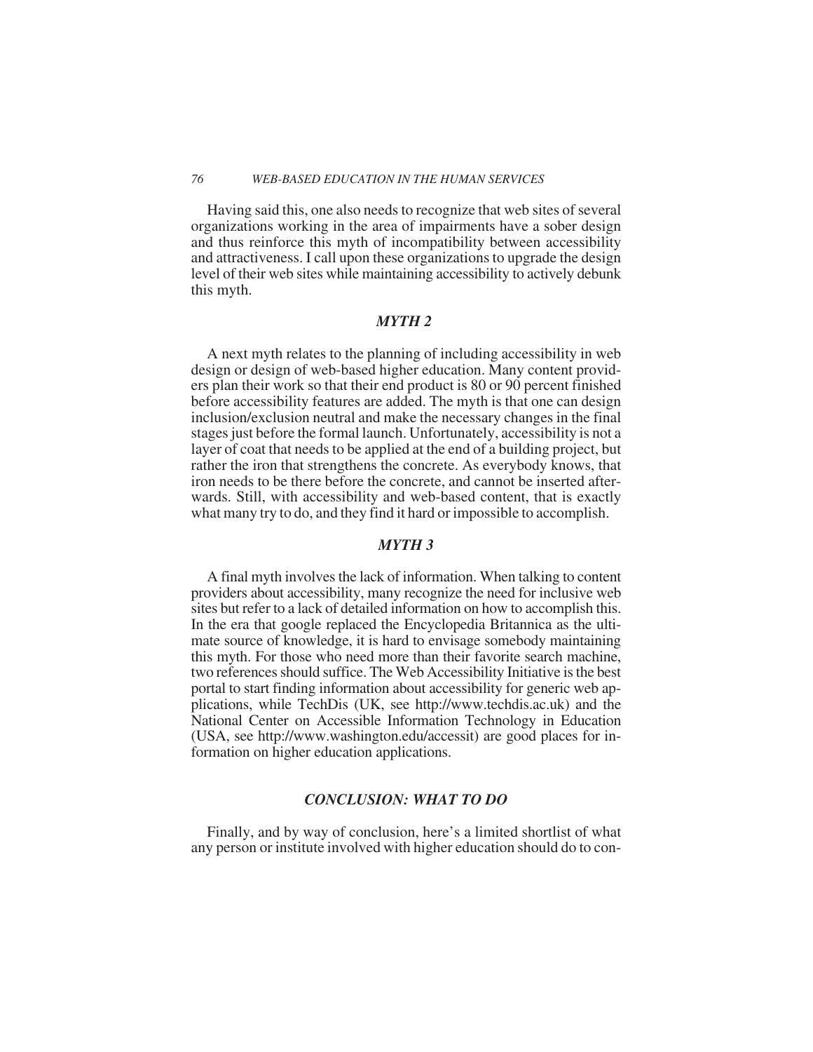Having said this, one also needs to recognize that web sites of several organizations working in the area of impairments have a sober design and thus reinforce this myth of incompatibility between accessibility and attractiveness. I call upon these organizations to upgrade the design level of their web sites while maintaining accessibility to actively debunk this myth.

## *MYTH 2*

A next myth relates to the planning of including accessibility in web design or design of web-based higher education. Many content providers plan their work so that their end product is 80 or 90 percent finished before accessibility features are added. The myth is that one can design inclusion/exclusion neutral and make the necessary changes in the final stages just before the formal launch. Unfortunately, accessibility is not a layer of coat that needs to be applied at the end of a building project, but rather the iron that strengthens the concrete. As everybody knows, that iron needs to be there before the concrete, and cannot be inserted afterwards. Still, with accessibility and web-based content, that is exactly what many try to do, and they find it hard or impossible to accomplish.

## *MYTH 3*

A final myth involves the lack of information. When talking to content providers about accessibility, many recognize the need for inclusive web sites but refer to a lack of detailed information on how to accomplish this. In the era that google replaced the Encyclopedia Britannica as the ultimate source of knowledge, it is hard to envisage somebody maintaining this myth. For those who need more than their favorite search machine, two references should suffice. The Web Accessibility Initiative is the best portal to start finding information about accessibility for generic web applications, while TechDis (UK, see http://www.techdis.ac.uk) and the National Center on Accessible Information Technology in Education (USA, see http://www.washington.edu/accessit) are good places for information on higher education applications.

## *CONCLUSION: WHAT TO DO*

Finally, and by way of conclusion, here's a limited shortlist of what any person or institute involved with higher education should do to con-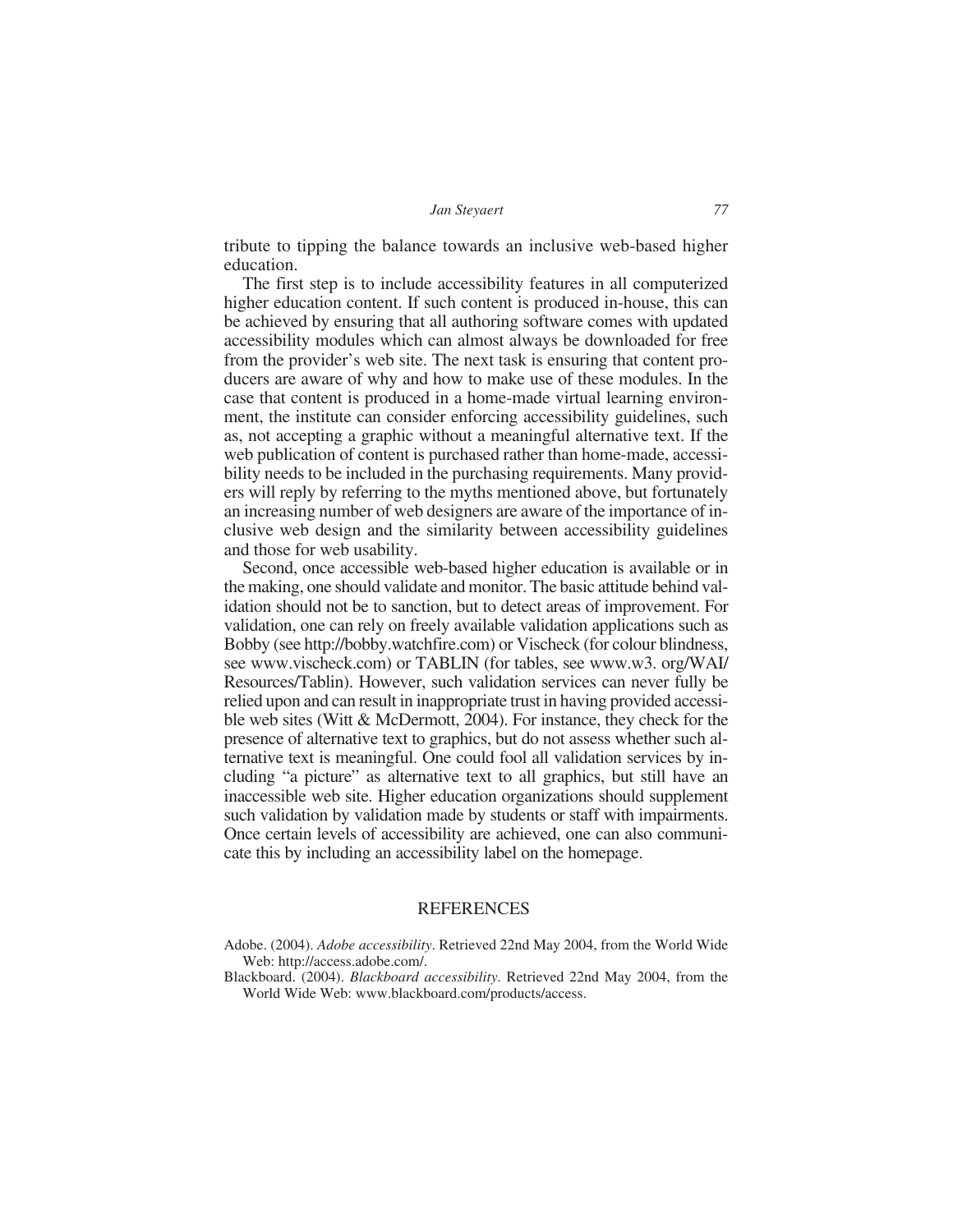tribute to tipping the balance towards an inclusive web-based higher education.

The first step is to include accessibility features in all computerized higher education content. If such content is produced in-house, this can be achieved by ensuring that all authoring software comes with updated accessibility modules which can almost always be downloaded for free from the provider's web site. The next task is ensuring that content producers are aware of why and how to make use of these modules. In the case that content is produced in a home-made virtual learning environment, the institute can consider enforcing accessibility guidelines, such as, not accepting a graphic without a meaningful alternative text. If the web publication of content is purchased rather than home-made, accessibility needs to be included in the purchasing requirements. Many providers will reply by referring to the myths mentioned above, but fortunately an increasing number of web designers are aware of the importance of inclusive web design and the similarity between accessibility guidelines and those for web usability.

Second, once accessible web-based higher education is available or in the making, one should validate and monitor. The basic attitude behind validation should not be to sanction, but to detect areas of improvement. For validation, one can rely on freely available validation applications such as Bobby (see http://bobby.watchfire.com) or Vischeck (for colour blindness, see www.vischeck.com) or TABLIN (for tables, see www.w3. org/WAI/Resources/Tablin). However, such validation services can never fully be relied upon and can result in inappropriate trust in having provided accessible web sites (Witt & McDermott, 2004). For instance, they check for the presence of alternative text to graphics, but do not assess whether such alternative text is meaningful. One could fool all validation services by including "a picture" as alternative text to all graphics, but still have an inaccessible web site. Higher education organizations should supplement such validation by validation made by students or staff with impairments. Once certain levels of accessibility are achieved, one can also communicate this by including an accessibility label on the homepage.

## REFERENCES

Adobe. (2004). *Adobe accessibility*. Retrieved 22nd May 2004, from the World Wide Web: http://access.adobe.com/.

Blackboard. (2004). *Blackboard accessibility*. Retrieved 22nd May 2004, from the World Wide Web: www.blackboard.com/products/access.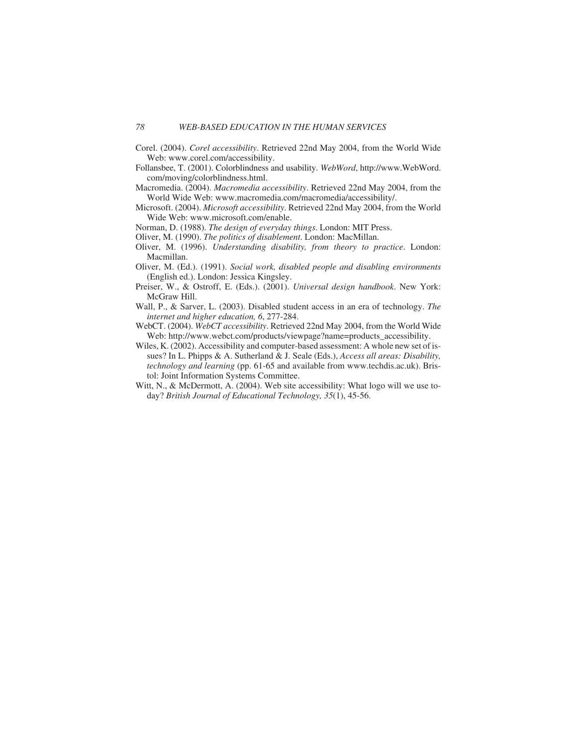Corel. (2004). *Corel accessibility*. Retrieved 22nd May 2004, from the World Wide Web: www.corel.com/accessibility.

Follansbee, T. (2001). Colorblindness and usability. *WebWord*, http://www.WebWord.com/moving/colorblindness.html.

Macromedia. (2004). *Macromedia accessibility*. Retrieved 22nd May 2004, from the World Wide Web: www.macromedia.com/macromedia/accessibility/.

Microsoft. (2004). *Microsoft accessibility*. Retrieved 22nd May 2004, from the World Wide Web: www.microsoft.com/enable.

Norman, D. (1988). *The design of everyday things.* London: MIT Press.

Oliver, M. (1990). *The politics of disablement*. London: MacMillan.

Oliver, M. (1996). *Understanding disability, from theory to practice*. London: Macmillan.

Oliver, M. (Ed.). (1991). *Social work, disabled people and disabling environments* (English ed.). London: Jessica Kingsley.

Preiser, W., & Ostroff, E. (Eds.). (2001). *Universal design handbook*. New York: McGraw Hill.

Wall, P., & Sarver, L. (2003). Disabled student access in an era of technology. *The internet and higher education, 6*, 277-284.

WebCT. (2004). *WebCT accessibility*. Retrieved 22nd May 2004, from the World Wide Web: http://www.webct.com/products/viewpage?name=products_accessibility.

Wiles, K. (2002). Accessibility and computer-based assessment: A whole new set of issues? In L. Phipps & A. Sutherland & J. Seale (Eds.), *Access all areas: Disability, technology and learning* (pp. 61-65 and available from www.techdis.ac.uk). Bristol: Joint Information Systems Committee.

Witt, N., & McDermott, A. (2004). Web site accessibility: What logo will we use today? *British Journal of Educational Technology, 35*(1), 45-56.